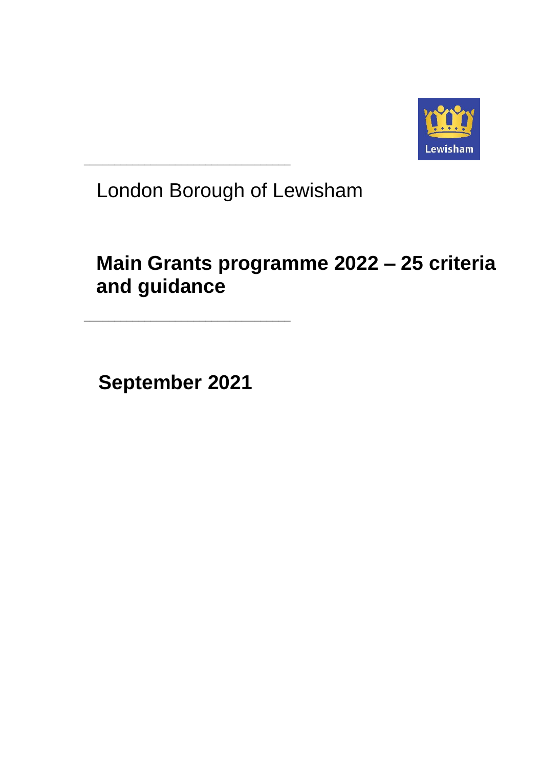London Borough of Lewisham

# Main Grants programme 2022 – 25 criteria and guidance

**September 2021**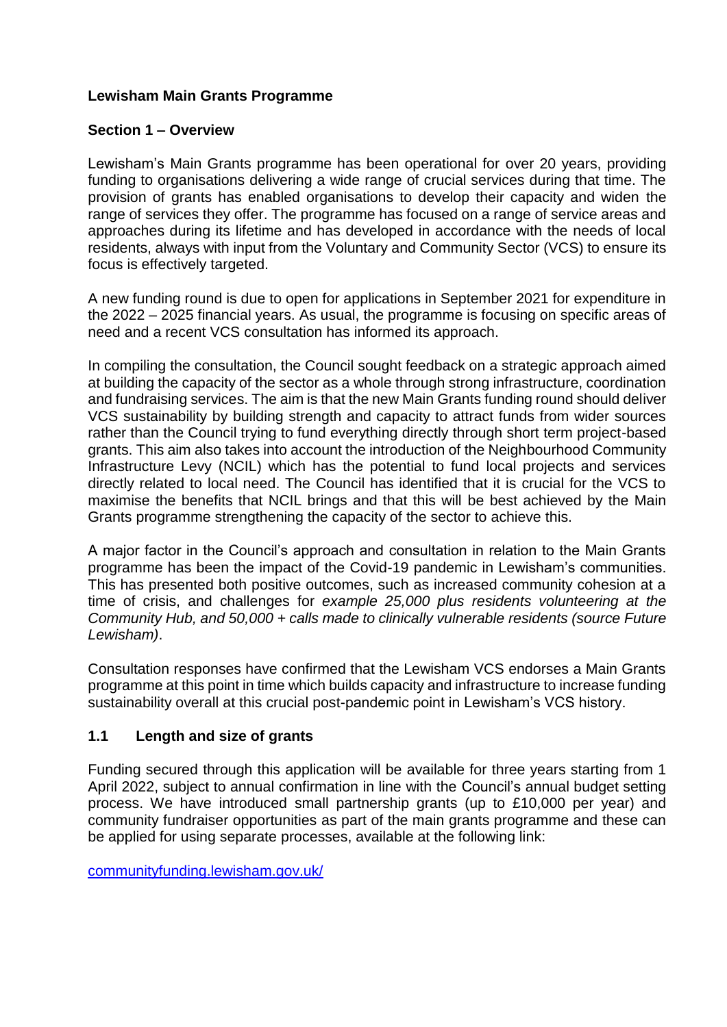**Lewisham Main Grants Programme**

**Section 1 – Overview**

Lewisham's Main Grants programme has been operational for over 20 years, providing funding to organisations delivering a wide range of crucial services during that time. The provision of grants has enabled organisations to develop their capacity and widen the range of services they offer. The programme has focused on a range of service areas and approaches during its lifetime and has developed in accordance with the needs of local residents, always with input from the Voluntary and Community Sector (VCS) to ensure its focus is effectively targeted.

A new funding round is due to open for applications in September 2021 for expenditure in the 2022 – 2025 financial years. As usual, the programme is focusing on specific areas of need and a recent VCS consultation has informed its approach.

In compiling the consultation, the Council sought feedback on a strategic approach aimed at building the capacity of the sector as a whole through strong infrastructure, coordination and fundraising services. The aim is that the new Main Grants funding round should deliver VCS sustainability by building strength and capacity to attract funds from wider sources rather than the Council trying to fund everything directly through short term project-based grants. This aim also takes into account the introduction of the Neighbourhood Community Infrastructure Levy (NCIL) which has the potential to fund local projects and services directly related to local need. The Council has identified that it is crucial for the VCS to maximise the benefits that NCIL brings and that this will be best achieved by the Main Grants programme strengthening the capacity of the sector to achieve this.

A major factor in the Council's approach and consultation in relation to the Main Grants programme has been the impact of the Covid-19 pandemic in Lewisham's communities. This has presented both positive outcomes, such as increased community cohesion at a time of crisis, and challenges for *example 25,000 plus residents volunteering at the Community Hub, and 50,000 + calls made to clinically vulnerable residents (source Future Lewisham)*.

Consultation responses have confirmed that the Lewisham VCS endorses a Main Grants programme at this point in time which builds capacity and infrastructure to increase funding sustainability overall at this crucial post-pandemic point in Lewisham's VCS history.

### 1.1 Length and size of grants

Funding secured through this application will be available for three years starting from 1 April 2022, subject to annual confirmation in line with the Council's annual budget setting process. We have introduced small partnership grants (up to £10,000 per year) and community fundraiser opportunities as part of the main grants programme and these can be applied for using separate processes, available at the following link:

[communityfunding.lewisham.gov.uk/](communityfunding.lewisham.gov.uk/)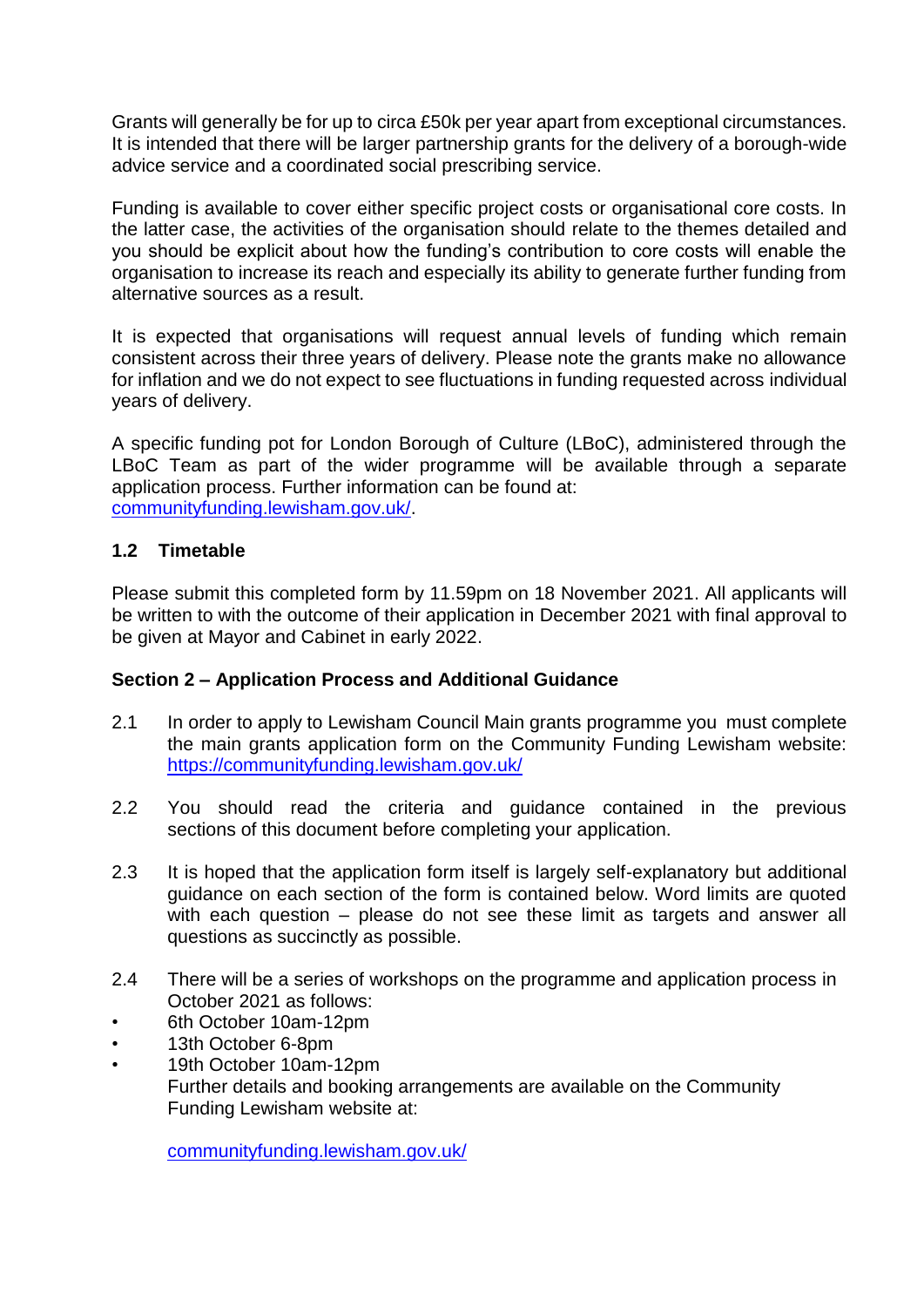Grants will generally be for up to circa £50k per year apart from exceptional circumstances. It is intended that there will be larger partnership grants for the delivery of a borough-wide advice service and a coordinated social prescribing service.

Funding is available to cover either specific project costs or organisational core costs. In the latter case, the activities of the organisation should relate to the themes detailed and you should be explicit about how the funding's contribution to core costs will enable the organisation to increase its reach and especially its ability to generate further funding from alternative sources as a result.

It is expected that organisations will request annual levels of funding which remain consistent across their three years of delivery. Please note the grants make no allowance for inflation and we do not expect to see fluctuations in funding requested across individual years of delivery.

A specific funding pot for London Borough of Culture (LBoC), administered through the LBoC Team as part of the wider programme will be available through a separate application process. Further information can be found at: [communityfunding.lewisham.gov.uk/](communityfunding.lewisham.gov.uk/).

### 1.2 Timetable

Please submit this completed form by 11.59pm on 18 November 2021. All applicants will be written to with the outcome of their application in December 2021 with final approval to be given at Mayor and Cabinet in early 2022.

## Section 2 – Application Process and Additional Guidance

2.1 In order to apply to Lewisham Council Main grants programme you must complete the main grants application form on the Community Funding Lewisham website: [https://communityfunding.lewisham.gov.uk/](https://communityfunding.lewisham.gov.uk/)

2.2 You should read the criteria and guidance contained in the previous sections of this document before completing your application.

2.3 It is hoped that the application form itself is largely self-explanatory but additional guidance on each section of the form is contained below. Word limits are quoted with each question – please do not see these limit as targets and answer all questions as succinctly as possible.

2.4 There will be a series of workshops on the programme and application process in October 2021 as follows:

- 6th October 10am-12pm
- 13th October 6-8pm
- 19th October 10am-12pm

Further details and booking arrangements are available on the Community Funding Lewisham website at:

[communityfunding.lewisham.gov.uk/](communityfunding.lewisham.gov.uk/)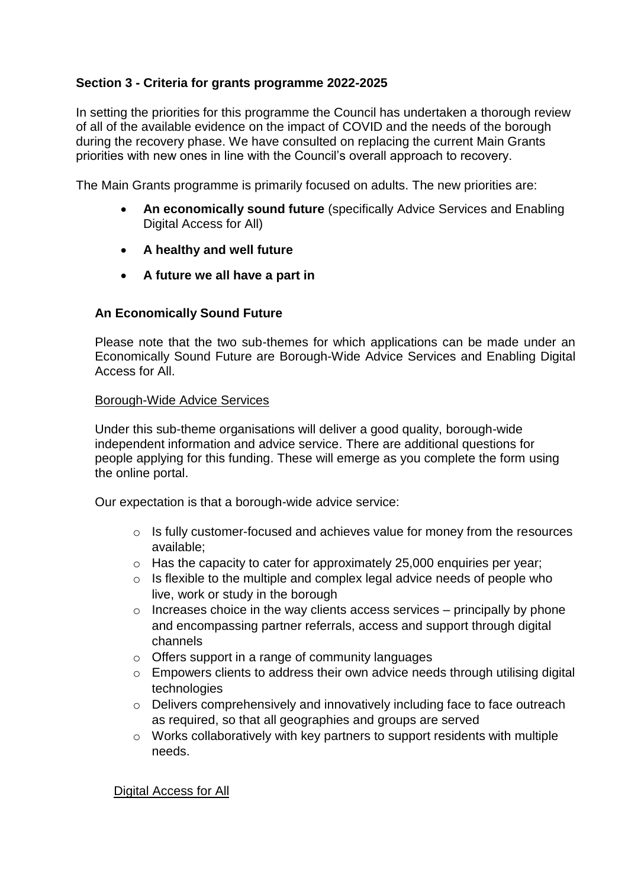### Section 3 - Criteria for grants programme 2022-2025

In setting the priorities for this programme the Council has undertaken a thorough review of all of the available evidence on the impact of COVID and the needs of the borough during the recovery phase. We have consulted on replacing the current Main Grants priorities with new ones in line with the Council's overall approach to recovery.

The Main Grants programme is primarily focused on adults. The new priorities are:

- **An economically sound future** (specifically Advice Services and Enabling Digital Access for All)
- **A healthy and well future**
- **A future we all have a part in**

#### An Economically Sound Future

Please note that the two sub-themes for which applications can be made under an Economically Sound Future are Borough-Wide Advice Services and Enabling Digital Access for All.

Borough-Wide Advice Services

Under this sub-theme organisations will deliver a good quality, borough-wide independent information and advice service. There are additional questions for people applying for this funding. These will emerge as you complete the form using the online portal.

Our expectation is that a borough-wide advice service:

- Is fully customer-focused and achieves value for money from the resources available;
- Has the capacity to cater for approximately 25,000 enquiries per year;
- Is flexible to the multiple and complex legal advice needs of people who live, work or study in the borough
- Increases choice in the way clients access services – principally by phone and encompassing partner referrals, access and support through digital channels
- Offers support in a range of community languages
- Empowers clients to address their own advice needs through utilising digital technologies
- Delivers comprehensively and innovatively including face to face outreach as required, so that all geographies and groups are served
- Works collaboratively with key partners to support residents with multiple needs.

Digital Access for All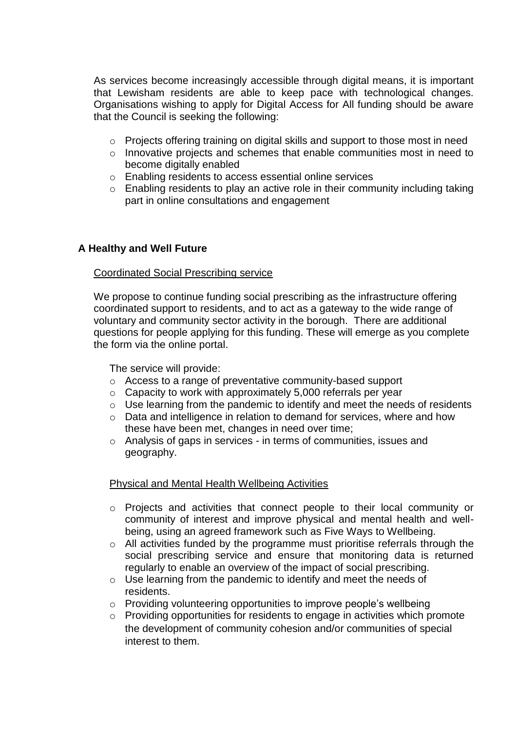As services become increasingly accessible through digital means, it is important that Lewisham residents are able to keep pace with technological changes. Organisations wishing to apply for Digital Access for All funding should be aware that the Council is seeking the following:

- Projects offering training on digital skills and support to those most in need
- Innovative projects and schemes that enable communities most in need to become digitally enabled
- Enabling residents to access essential online services
- Enabling residents to play an active role in their community including taking part in online consultations and engagement

**A Healthy and Well Future**

Coordinated Social Prescribing service

We propose to continue funding social prescribing as the infrastructure offering coordinated support to residents, and to act as a gateway to the wide range of voluntary and community sector activity in the borough. There are additional questions for people applying for this funding. These will emerge as you complete the form via the online portal.

The service will provide:

- Access to a range of preventative community-based support
- Capacity to work with approximately 5,000 referrals per year
- Use learning from the pandemic to identify and meet the needs of residents
- Data and intelligence in relation to demand for services, where and how these have been met, changes in need over time;
- Analysis of gaps in services - in terms of communities, issues and geography.

Physical and Mental Health Wellbeing Activities

- Projects and activities that connect people to their local community or community of interest and improve physical and mental health and well-being, using an agreed framework such as Five Ways to Wellbeing.
- All activities funded by the programme must prioritise referrals through the social prescribing service and ensure that monitoring data is returned regularly to enable an overview of the impact of social prescribing.
- Use learning from the pandemic to identify and meet the needs of residents.
- Providing volunteering opportunities to improve people's wellbeing
- Providing opportunities for residents to engage in activities which promote the development of community cohesion and/or communities of special interest to them.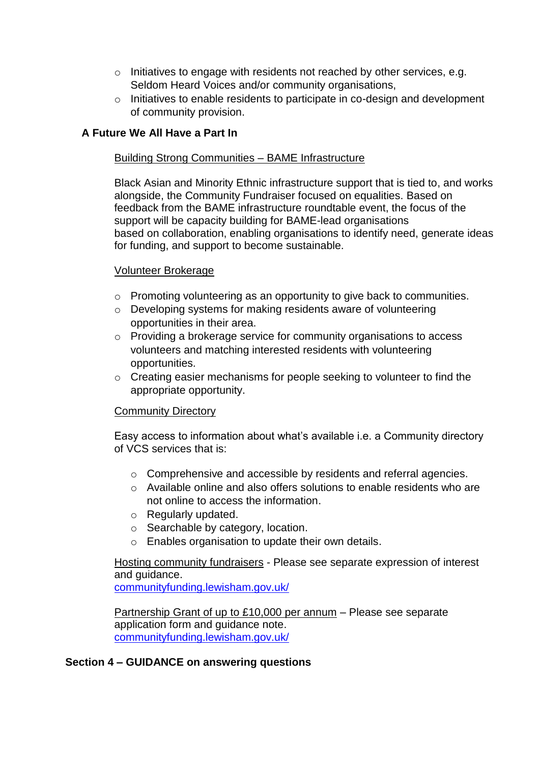- Initiatives to engage with residents not reached by other services, e.g. Seldom Heard Voices and/or community organisations,
- Initiatives to enable residents to participate in co-design and development of community provision.

### A Future We All Have a Part In

Building Strong Communities – BAME Infrastructure

Black Asian and Minority Ethnic infrastructure support that is tied to, and works alongside, the Community Fundraiser focused on equalities. Based on feedback from the BAME infrastructure roundtable event, the focus of the support will be capacity building for BAME-lead organisations based on collaboration, enabling organisations to identify need, generate ideas for funding, and support to become sustainable.

Volunteer Brokerage

- Promoting volunteering as an opportunity to give back to communities.
- Developing systems for making residents aware of volunteering opportunities in their area.
- Providing a brokerage service for community organisations to access volunteers and matching interested residents with volunteering opportunities.
- Creating easier mechanisms for people seeking to volunteer to find the appropriate opportunity.

Community Directory

Easy access to information about what's available i.e. a Community directory of VCS services that is:

- Comprehensive and accessible by residents and referral agencies.
- Available online and also offers solutions to enable residents who are not online to access the information.
- Regularly updated.
- Searchable by category, location.
- Enables organisation to update their own details.

Hosting community fundraisers - Please see separate expression of interest and guidance.
[communityfunding.lewisham.gov.uk/](communityfunding.lewisham.gov.uk/)

Partnership Grant of up to £10,000 per annum – Please see separate application form and guidance note.
[communityfunding.lewisham.gov.uk/](communityfunding.lewisham.gov.uk/)

## Section 4 – GUIDANCE on answering questions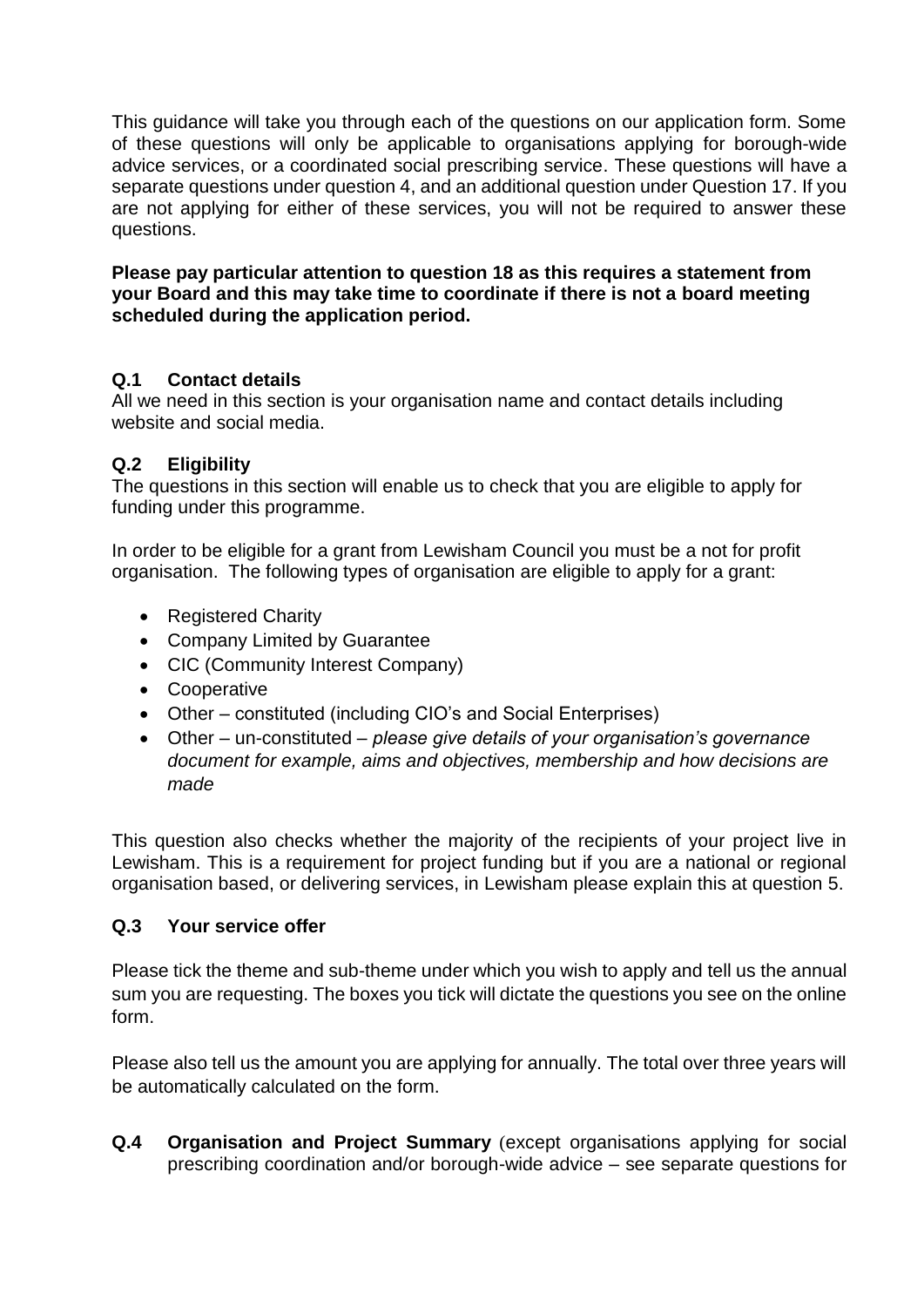This guidance will take you through each of the questions on our application form. Some of these questions will only be applicable to organisations applying for borough-wide advice services, or a coordinated social prescribing service. These questions will have a separate questions under question 4, and an additional question under Question 17. If you are not applying for either of these services, you will not be required to answer these questions.

**Please pay particular attention to question 18 as this requires a statement from your Board and this may take time to coordinate if there is not a board meeting scheduled during the application period.**

### Q.1 Contact details

All we need in this section is your organisation name and contact details including website and social media.

### Q.2 Eligibility

The questions in this section will enable us to check that you are eligible to apply for funding under this programme.

In order to be eligible for a grant from Lewisham Council you must be a not for profit organisation. The following types of organisation are eligible to apply for a grant:

- Registered Charity
- Company Limited by Guarantee
- CIC (Community Interest Company)
- Cooperative
- Other – constituted (including CIO's and Social Enterprises)
- Other – un-constituted – *please give details of your organisation's governance document for example, aims and objectives, membership and how decisions are made*

This question also checks whether the majority of the recipients of your project live in Lewisham. This is a requirement for project funding but if you are a national or regional organisation based, or delivering services, in Lewisham please explain this at question 5.

### Q.3 Your service offer

Please tick the theme and sub-theme under which you wish to apply and tell us the annual sum you are requesting. The boxes you tick will dictate the questions you see on the online form.

Please also tell us the amount you are applying for annually. The total over three years will be automatically calculated on the form.

**Q.4 Organisation and Project Summary** (except organisations applying for social prescribing coordination and/or borough-wide advice – see separate questions for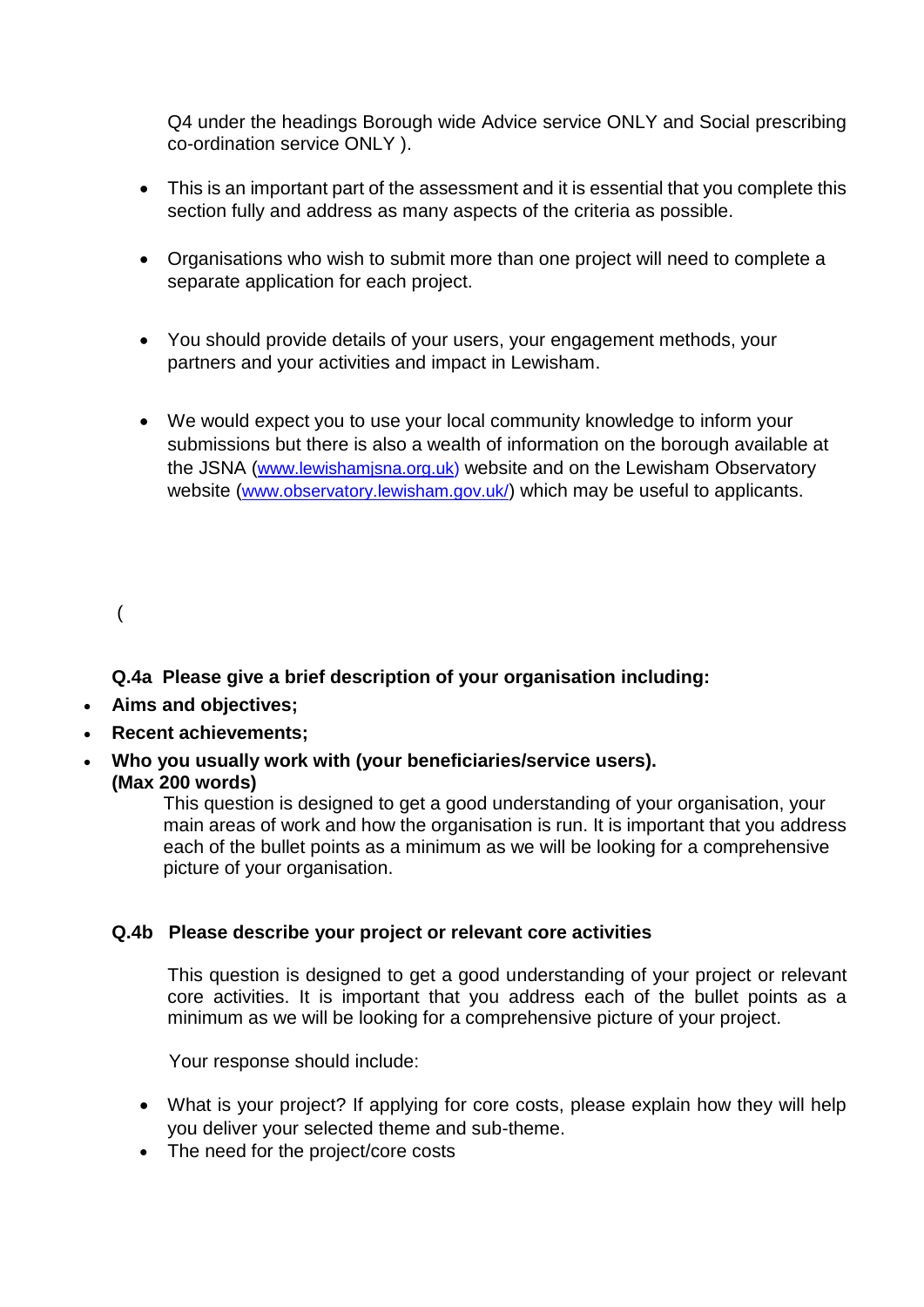Q4 under the headings Borough wide Advice service ONLY and Social prescribing co-ordination service ONLY ).

- This is an important part of the assessment and it is essential that you complete this section fully and address as many aspects of the criteria as possible.
- Organisations who wish to submit more than one project will need to complete a separate application for each project.
- You should provide details of your users, your engagement methods, your partners and your activities and impact in Lewisham.
- We would expect you to use your local community knowledge to inform your submissions but there is also a wealth of information on the borough available at the JSNA (www.lewishamjsna.org.uk) website and on the Lewisham Observatory website (www.observatory.lewisham.gov.uk/) which may be useful to applicants.

(

**Q.4a Please give a brief description of your organisation including:**

- **Aims and objectives;**
- **Recent achievements;**
- **Who you usually work with (your beneficiaries/service users). (Max 200 words)**

This question is designed to get a good understanding of your organisation, your main areas of work and how the organisation is run. It is important that you address each of the bullet points as a minimum as we will be looking for a comprehensive picture of your organisation.

**Q.4b Please describe your project or relevant core activities**

This question is designed to get a good understanding of your project or relevant core activities. It is important that you address each of the bullet points as a minimum as we will be looking for a comprehensive picture of your project.

Your response should include:

- What is your project? If applying for core costs, please explain how they will help you deliver your selected theme and sub-theme.
- The need for the project/core costs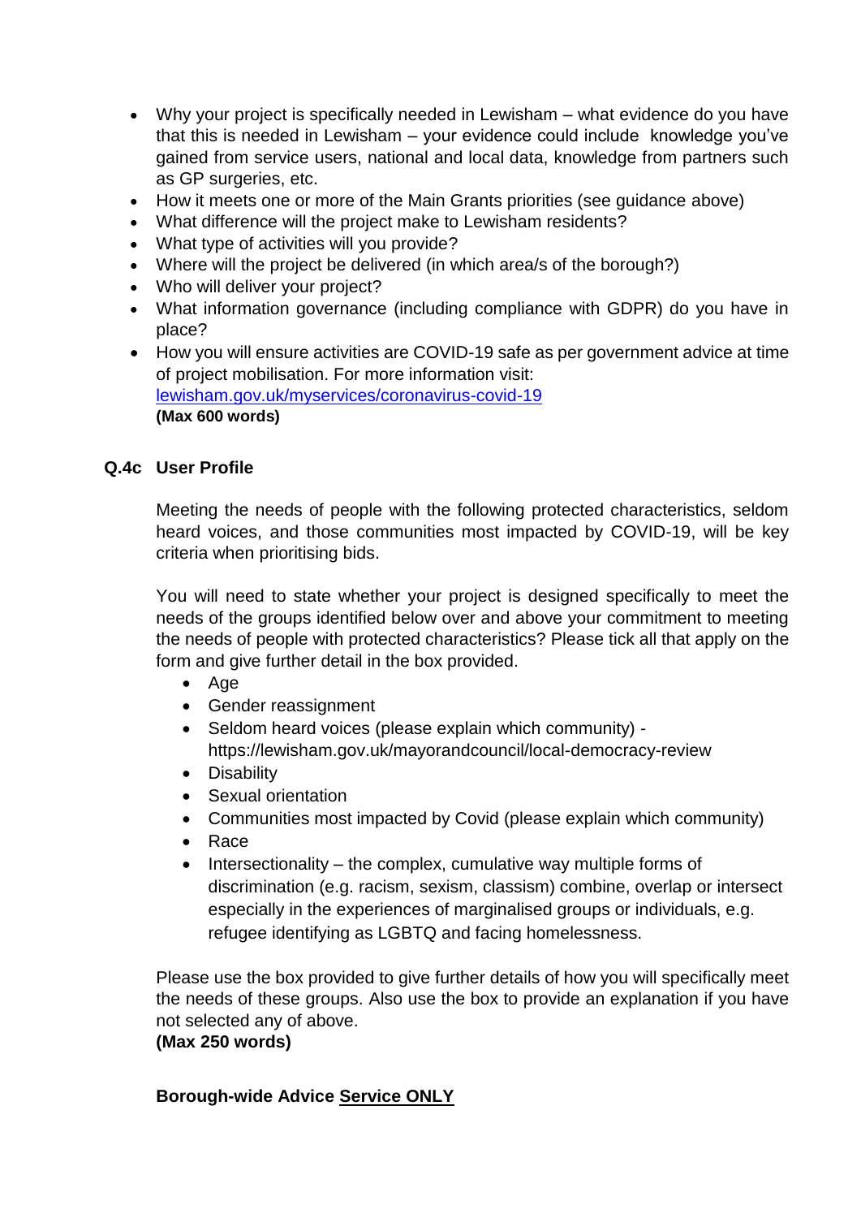- Why your project is specifically needed in Lewisham – what evidence do you have that this is needed in Lewisham – your evidence could include knowledge you've gained from service users, national and local data, knowledge from partners such as GP surgeries, etc.
- How it meets one or more of the Main Grants priorities (see guidance above)
- What difference will the project make to Lewisham residents?
- What type of activities will you provide?
- Where will the project be delivered (in which area/s of the borough?)
- Who will deliver your project?
- What information governance (including compliance with GDPR) do you have in place?
- How you will ensure activities are COVID-19 safe as per government advice at time of project mobilisation. For more information visit: [lewisham.gov.uk/myservices/coronavirus-covid-19](lewisham.gov.uk/myservices/coronavirus-covid-19)
  **(Max 600 words)**

### Q.4c User Profile

Meeting the needs of people with the following protected characteristics, seldom heard voices, and those communities most impacted by COVID-19, will be key criteria when prioritising bids.

You will need to state whether your project is designed specifically to meet the needs of the groups identified below over and above your commitment to meeting the needs of people with protected characteristics? Please tick all that apply on the form and give further detail in the box provided.

- Age
- Gender reassignment
- Seldom heard voices (please explain which community) - https://lewisham.gov.uk/mayorandcouncil/local-democracy-review
- Disability
- Sexual orientation
- Communities most impacted by Covid (please explain which community)
- Race
- Intersectionality – the complex, cumulative way multiple forms of discrimination (e.g. racism, sexism, classism) combine, overlap or intersect especially in the experiences of marginalised groups or individuals, e.g. refugee identifying as LGBTQ and facing homelessness.

Please use the box provided to give further details of how you will specifically meet the needs of these groups. Also use the box to provide an explanation if you have not selected any of above.
**(Max 250 words)**

**Borough-wide Advice Service ONLY**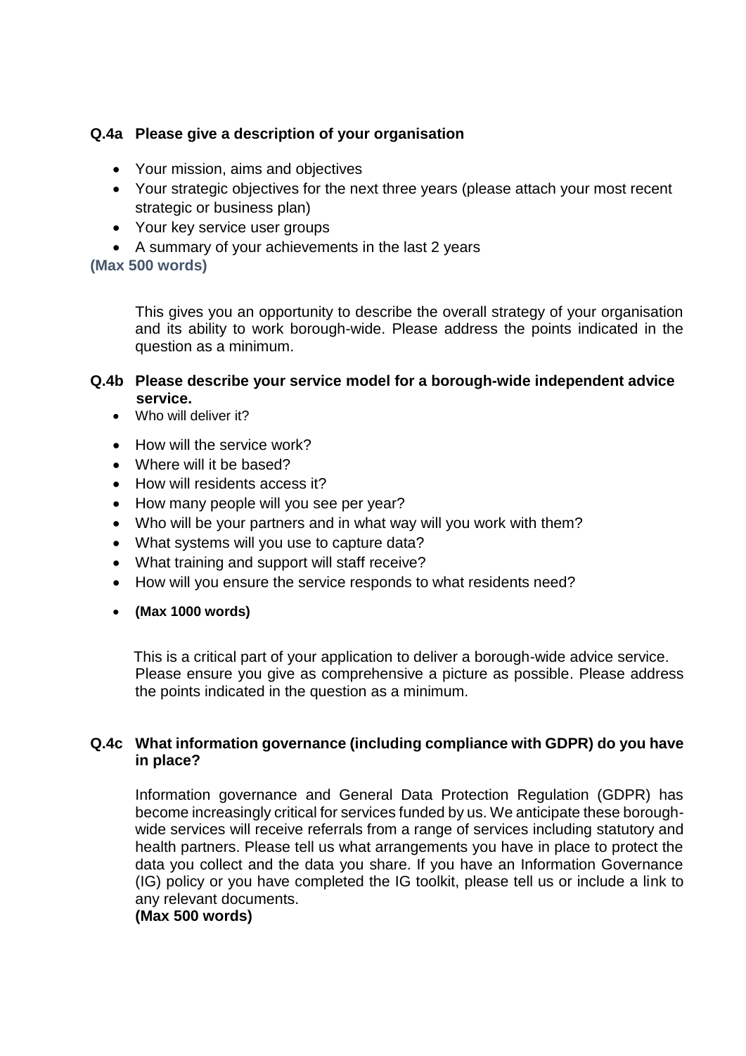**Q.4a Please give a description of your organisation**

- Your mission, aims and objectives
- Your strategic objectives for the next three years (please attach your most recent strategic or business plan)
- Your key service user groups
- A summary of your achievements in the last 2 years

**(Max 500 words)**

This gives you an opportunity to describe the overall strategy of your organisation and its ability to work borough-wide. Please address the points indicated in the question as a minimum.

**Q.4b Please describe your service model for a borough-wide independent advice service.**

- Who will deliver it?
- How will the service work?
- Where will it be based?
- How will residents access it?
- How many people will you see per year?
- Who will be your partners and in what way will you work with them?
- What systems will you use to capture data?
- What training and support will staff receive?
- How will you ensure the service responds to what residents need?
- **(Max 1000 words)**

This is a critical part of your application to deliver a borough-wide advice service. Please ensure you give as comprehensive a picture as possible. Please address the points indicated in the question as a minimum.

**Q.4c What information governance (including compliance with GDPR) do you have in place?**

Information governance and General Data Protection Regulation (GDPR) has become increasingly critical for services funded by us. We anticipate these borough-wide services will receive referrals from a range of services including statutory and health partners. Please tell us what arrangements you have in place to protect the data you collect and the data you share. If you have an Information Governance (IG) policy or you have completed the IG toolkit, please tell us or include a link to any relevant documents.

**(Max 500 words)**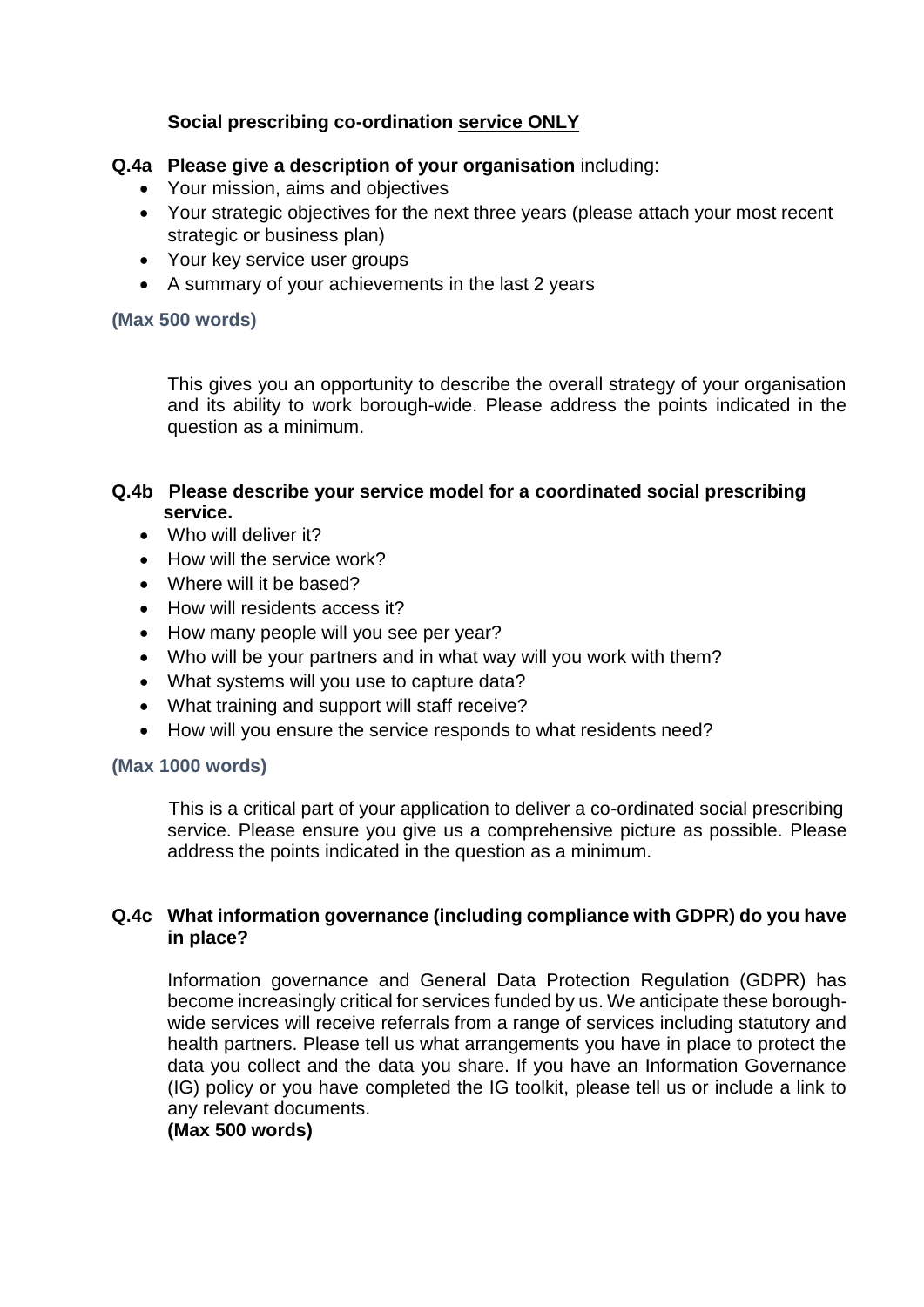**Social prescribing co-ordination service ONLY**

**Q.4a Please give a description of your organisation** including:

- Your mission, aims and objectives
- Your strategic objectives for the next three years (please attach your most recent strategic or business plan)
- Your key service user groups
- A summary of your achievements in the last 2 years

**(Max 500 words)**

This gives you an opportunity to describe the overall strategy of your organisation and its ability to work borough-wide. Please address the points indicated in the question as a minimum.

**Q.4b Please describe your service model for a coordinated social prescribing service.**

- Who will deliver it?
- How will the service work?
- Where will it be based?
- How will residents access it?
- How many people will you see per year?
- Who will be your partners and in what way will you work with them?
- What systems will you use to capture data?
- What training and support will staff receive?
- How will you ensure the service responds to what residents need?

**(Max 1000 words)**

This is a critical part of your application to deliver a co-ordinated social prescribing service. Please ensure you give us a comprehensive picture as possible. Please address the points indicated in the question as a minimum.

**Q.4c What information governance (including compliance with GDPR) do you have in place?**

Information governance and General Data Protection Regulation (GDPR) has become increasingly critical for services funded by us. We anticipate these borough-wide services will receive referrals from a range of services including statutory and health partners. Please tell us what arrangements you have in place to protect the data you collect and the data you share. If you have an Information Governance (IG) policy or you have completed the IG toolkit, please tell us or include a link to any relevant documents.

**(Max 500 words)**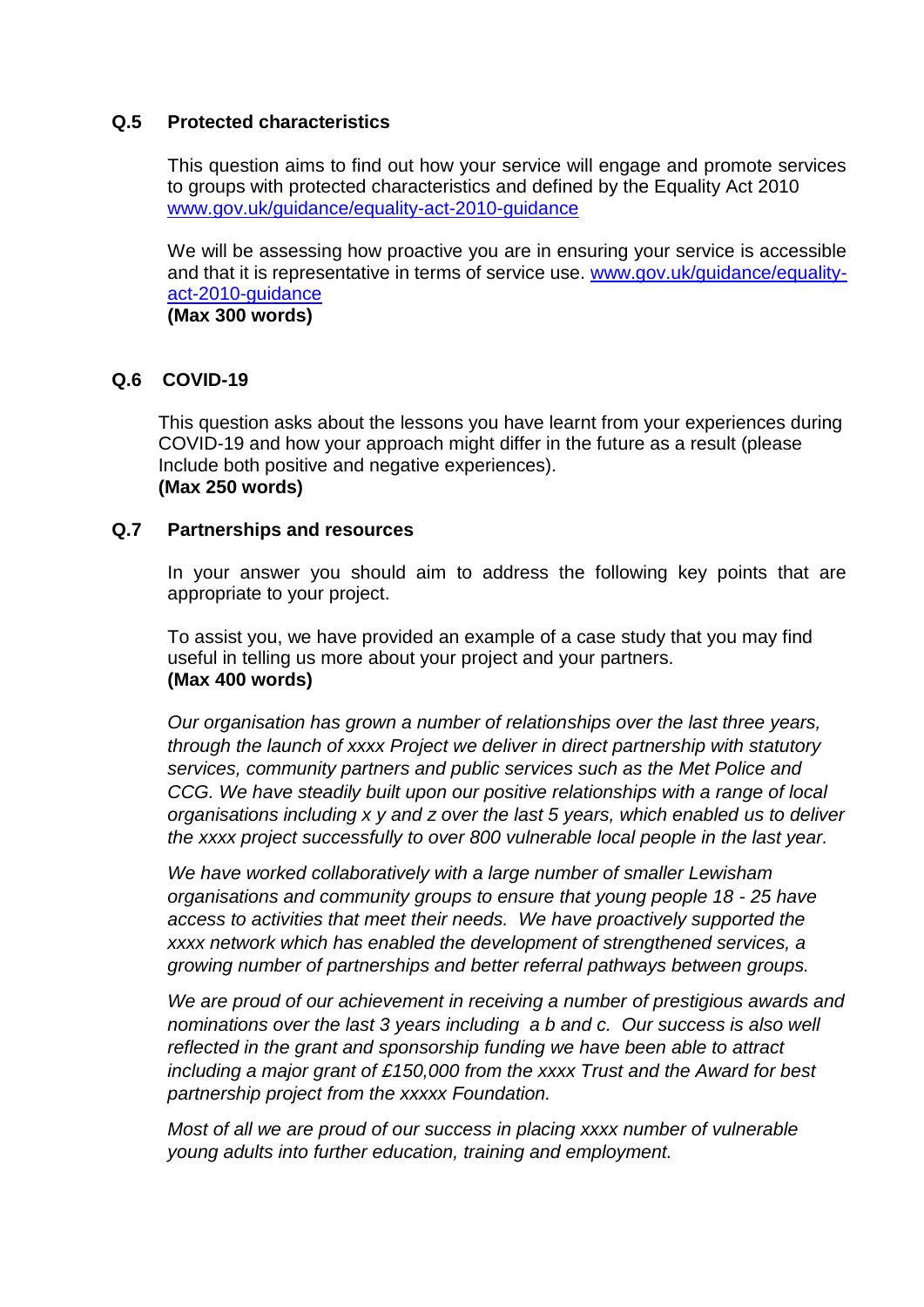### Q.5 Protected characteristics

This question aims to find out how your service will engage and promote services to groups with protected characteristics and defined by the Equality Act 2010 [www.gov.uk/guidance/equality-act-2010-guidance](www.gov.uk/guidance/equality-act-2010-guidance)

We will be assessing how proactive you are in ensuring your service is accessible and that it is representative in terms of service use. [www.gov.uk/guidance/equality-act-2010-guidance](www.gov.uk/guidance/equality-act-2010-guidance)
**(Max 300 words)**

### Q.6 COVID-19

This question asks about the lessons you have learnt from your experiences during COVID-19 and how your approach might differ in the future as a result (please Include both positive and negative experiences).
**(Max 250 words)**

### Q.7 Partnerships and resources

In your answer you should aim to address the following key points that are appropriate to your project.

To assist you, we have provided an example of a case study that you may find useful in telling us more about your project and your partners.
**(Max 400 words)**

*Our organisation has grown a number of relationships over the last three years, through the launch of xxxx Project we deliver in direct partnership with statutory services, community partners and public services such as the Met Police and CCG. We have steadily built upon our positive relationships with a range of local organisations including x y and z over the last 5 years, which enabled us to deliver the xxxx project successfully to over 800 vulnerable local people in the last year.*

*We have worked collaboratively with a large number of smaller Lewisham organisations and community groups to ensure that young people 18 - 25 have access to activities that meet their needs. We have proactively supported the xxxx network which has enabled the development of strengthened services, a growing number of partnerships and better referral pathways between groups.*

*We are proud of our achievement in receiving a number of prestigious awards and nominations over the last 3 years including a b and c. Our success is also well reflected in the grant and sponsorship funding we have been able to attract including a major grant of £150,000 from the xxxx Trust and the Award for best partnership project from the xxxxx Foundation.*

*Most of all we are proud of our success in placing xxxx number of vulnerable young adults into further education, training and employment.*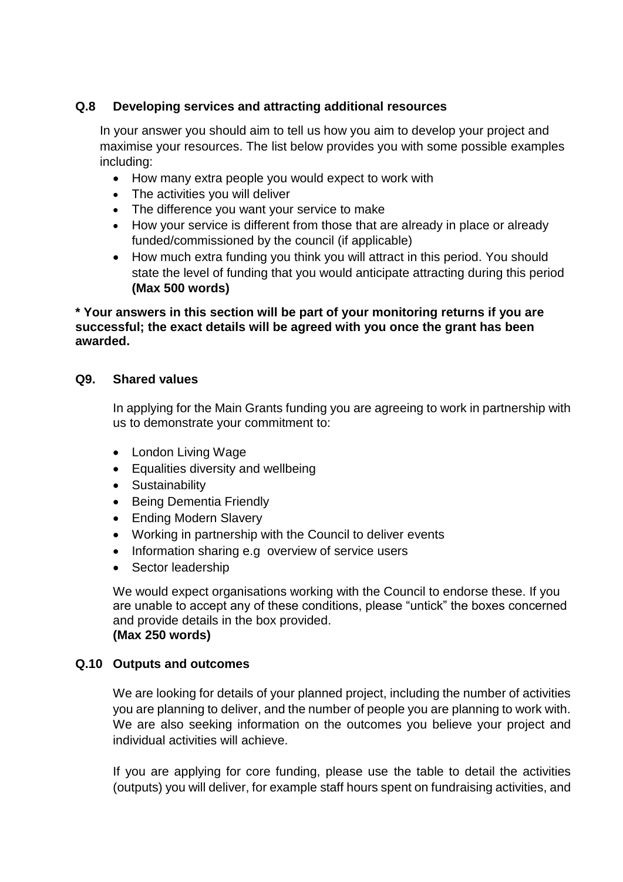### Q.8 Developing services and attracting additional resources

In your answer you should aim to tell us how you aim to develop your project and maximise your resources. The list below provides you with some possible examples including:

- How many extra people you would expect to work with
- The activities you will deliver
- The difference you want your service to make
- How your service is different from those that are already in place or already funded/commissioned by the council (if applicable)
- How much extra funding you think you will attract in this period. You should state the level of funding that you would anticipate attracting during this period **(Max 500 words)**

**\* Your answers in this section will be part of your monitoring returns if you are successful; the exact details will be agreed with you once the grant has been awarded.**

### Q9. Shared values

In applying for the Main Grants funding you are agreeing to work in partnership with us to demonstrate your commitment to:

- London Living Wage
- Equalities diversity and wellbeing
- Sustainability
- Being Dementia Friendly
- Ending Modern Slavery
- Working in partnership with the Council to deliver events
- Information sharing e.g overview of service users
- Sector leadership

We would expect organisations working with the Council to endorse these. If you are unable to accept any of these conditions, please "untick" the boxes concerned and provide details in the box provided.
**(Max 250 words)**

### Q.10 Outputs and outcomes

We are looking for details of your planned project, including the number of activities you are planning to deliver, and the number of people you are planning to work with. We are also seeking information on the outcomes you believe your project and individual activities will achieve.

If you are applying for core funding, please use the table to detail the activities (outputs) you will deliver, for example staff hours spent on fundraising activities, and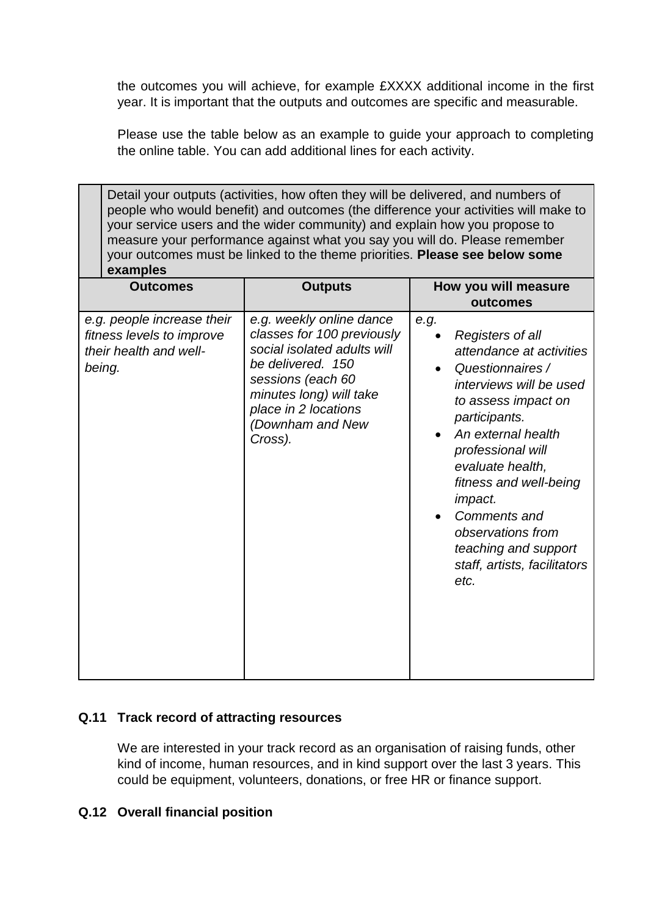the outcomes you will achieve, for example £XXXX additional income in the first year. It is important that the outputs and outcomes are specific and measurable.

Please use the table below as an example to guide your approach to completing the online table. You can add additional lines for each activity.

| Detail your outputs (activities, how often they will be delivered, and numbers of people who would benefit) and outcomes (the difference your activities will make to your service users and the wider community) and explain how you propose to measure your performance against what you say you will do. Please remember your outcomes must be linked to the theme priorities. **Please see below some examples** | | |
|---|---|---|
| **Outcomes** | **Outputs** | **How you will measure outcomes** |
| *e.g. people increase their fitness levels to improve their health and well-being.* | *e.g. weekly online dance classes for 100 previously social isolated adults will be delivered. 150 sessions (each 60 minutes long) will take place in 2 locations (Downham and New Cross).* | *e.g.*<br>• *Registers of all attendance at activities*<br>• *Questionnaires / interviews will be used to assess impact on participants.*<br>• *An external health professional will evaluate health, fitness and well-being impact.*<br>• *Comments and observations from teaching and support staff, artists, facilitators etc.* |

## Q.11 Track record of attracting resources

We are interested in your track record as an organisation of raising funds, other kind of income, human resources, and in kind support over the last 3 years. This could be equipment, volunteers, donations, or free HR or finance support.

## Q.12 Overall financial position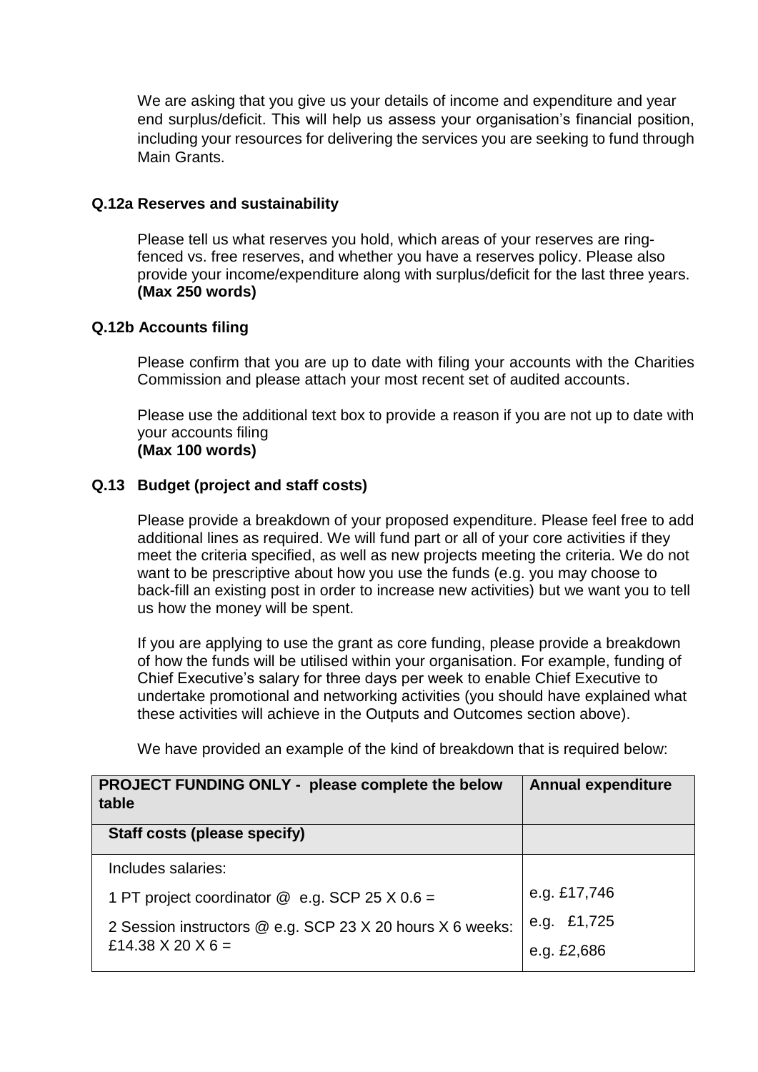We are asking that you give us your details of income and expenditure and year end surplus/deficit. This will help us assess your organisation's financial position, including your resources for delivering the services you are seeking to fund through Main Grants.

### Q.12a Reserves and sustainability

Please tell us what reserves you hold, which areas of your reserves are ring-fenced vs. free reserves, and whether you have a reserves policy. Please also provide your income/expenditure along with surplus/deficit for the last three years. **(Max 250 words)**

### Q.12b Accounts filing

Please confirm that you are up to date with filing your accounts with the Charities Commission and please attach your most recent set of audited accounts.

Please use the additional text box to provide a reason if you are not up to date with your accounts filing
**(Max 100 words)**

### Q.13 Budget (project and staff costs)

Please provide a breakdown of your proposed expenditure. Please feel free to add additional lines as required. We will fund part or all of your core activities if they meet the criteria specified, as well as new projects meeting the criteria. We do not want to be prescriptive about how you use the funds (e.g. you may choose to back-fill an existing post in order to increase new activities) but we want you to tell us how the money will be spent.

If you are applying to use the grant as core funding, please provide a breakdown of how the funds will be utilised within your organisation. For example, funding of Chief Executive's salary for three days per week to enable Chief Executive to undertake promotional and networking activities (you should have explained what these activities will achieve in the Outputs and Outcomes section above).

We have provided an example of the kind of breakdown that is required below:

| **PROJECT FUNDING ONLY - please complete the below table** | **Annual expenditure** |
|---|---|
| **Staff costs (please specify)** | |
| Includes salaries:<br>1 PT project coordinator @ e.g. SCP 25 X 0.6 =<br>2 Session instructors @ e.g. SCP 23 X 20 hours X 6 weeks: £14.38 X 20 X 6 = | <br>e.g. £17,746<br>e.g. £1,725<br>e.g. £2,686 |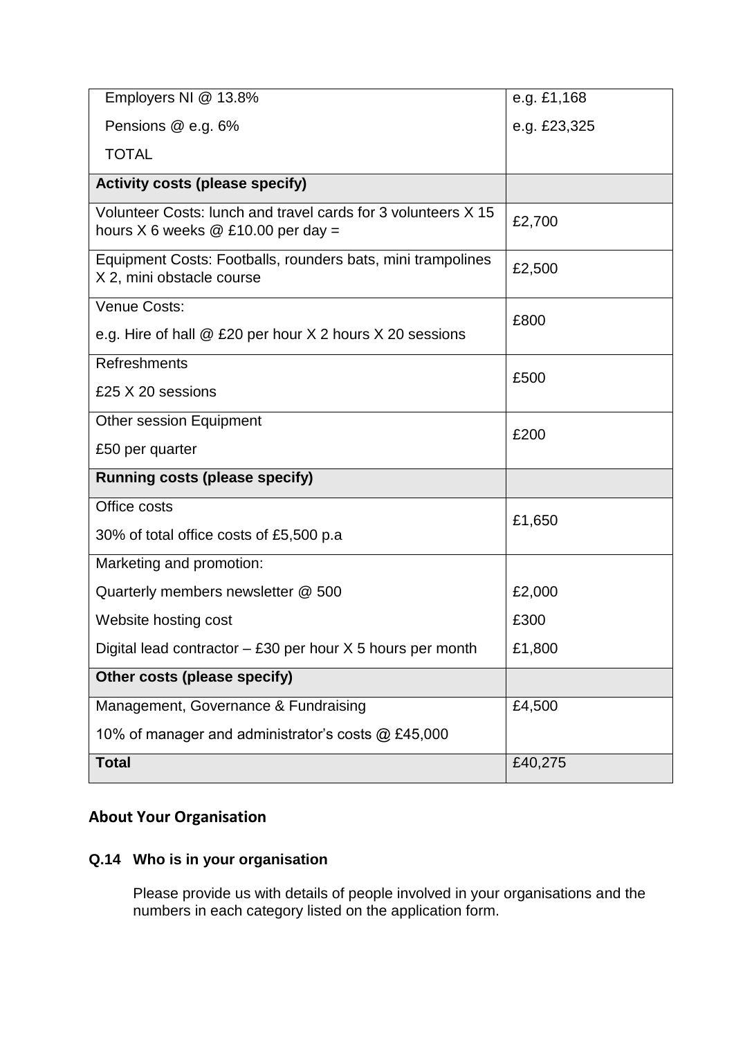| | |
|---|---|
| Employers NI @ 13.8%<br>Pensions @ e.g. 6%<br>TOTAL | e.g. £1,168<br>e.g. £23,325 |
| **Activity costs (please specify)** | |
| Volunteer Costs: lunch and travel cards for 3 volunteers X 15 hours X 6 weeks @ £10.00 per day = | £2,700 |
| Equipment Costs: Footballs, rounders bats, mini trampolines X 2, mini obstacle course | £2,500 |
| Venue Costs:<br>e.g. Hire of hall @ £20 per hour X 2 hours X 20 sessions | £800 |
| Refreshments<br>£25 X 20 sessions | £500 |
| Other session Equipment<br>£50 per quarter | £200 |
| **Running costs (please specify)** | |
| Office costs<br>30% of total office costs of £5,500 p.a | £1,650 |
| Marketing and promotion:<br>Quarterly members newsletter @ 500<br>Website hosting cost<br>Digital lead contractor – £30 per hour X 5 hours per month | <br>£2,000<br>£300<br>£1,800 |
| **Other costs (please specify)** | |
| Management, Governance & Fundraising<br>10% of manager and administrator's costs @ £45,000 | £4,500 |
| **Total** | £40,275 |

## About Your Organisation

### Q.14 Who is in your organisation

Please provide us with details of people involved in your organisations and the numbers in each category listed on the application form.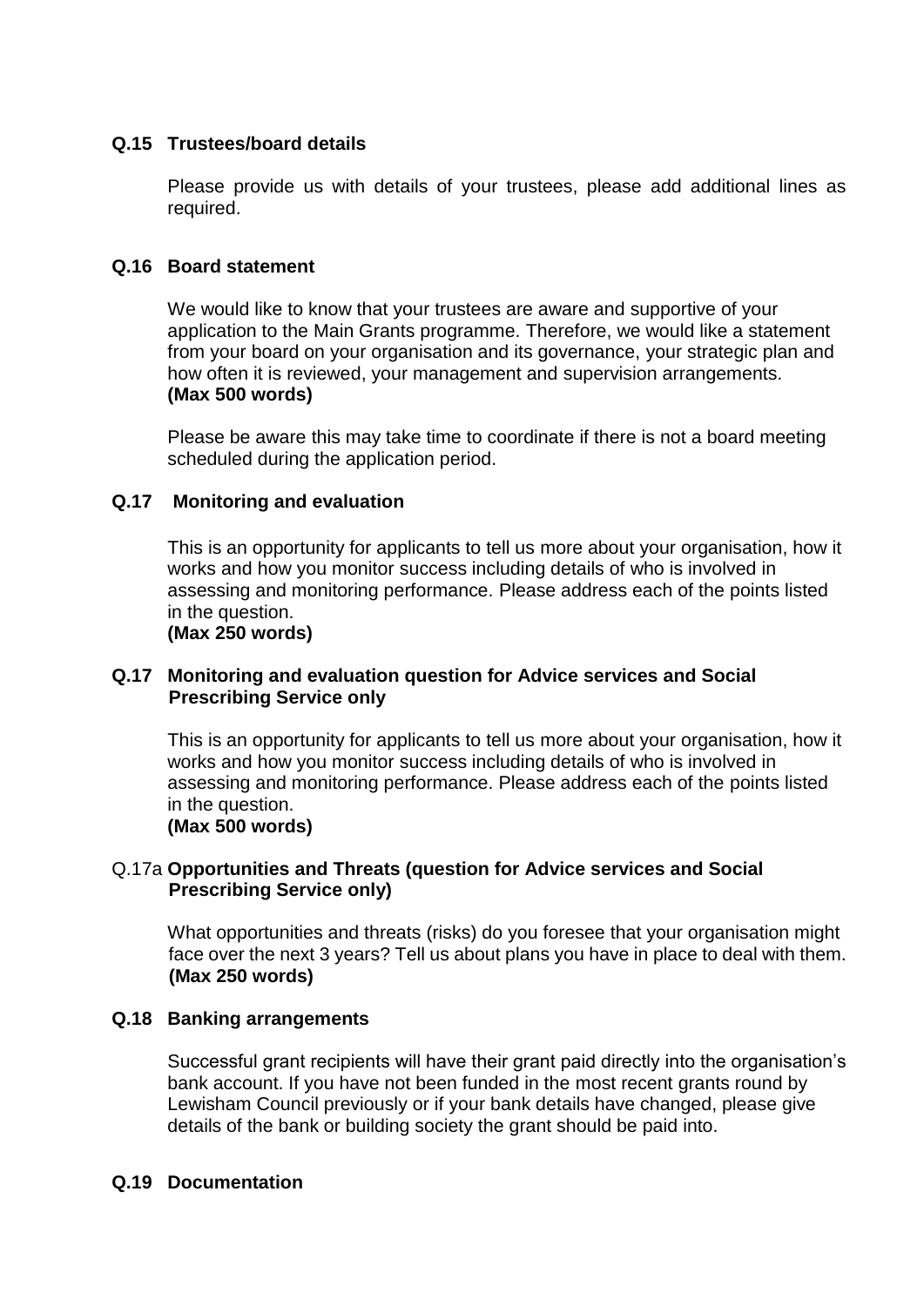### Q.15 Trustees/board details

Please provide us with details of your trustees, please add additional lines as required.

### Q.16 Board statement

We would like to know that your trustees are aware and supportive of your application to the Main Grants programme. Therefore, we would like a statement from your board on your organisation and its governance, your strategic plan and how often it is reviewed, your management and supervision arrangements.
**(Max 500 words)**

Please be aware this may take time to coordinate if there is not a board meeting scheduled during the application period.

### Q.17 Monitoring and evaluation

This is an opportunity for applicants to tell us more about your organisation, how it works and how you monitor success including details of who is involved in assessing and monitoring performance. Please address each of the points listed in the question.
**(Max 250 words)**

### Q.17 Monitoring and evaluation question for Advice services and Social Prescribing Service only

This is an opportunity for applicants to tell us more about your organisation, how it works and how you monitor success including details of who is involved in assessing and monitoring performance. Please address each of the points listed in the question.
**(Max 500 words)**

### Q.17a **Opportunities and Threats (question for Advice services and Social Prescribing Service only)**

What opportunities and threats (risks) do you foresee that your organisation might face over the next 3 years? Tell us about plans you have in place to deal with them.
**(Max 250 words)**

### Q.18 Banking arrangements

Successful grant recipients will have their grant paid directly into the organisation's bank account. If you have not been funded in the most recent grants round by Lewisham Council previously or if your bank details have changed, please give details of the bank or building society the grant should be paid into.

### Q.19 Documentation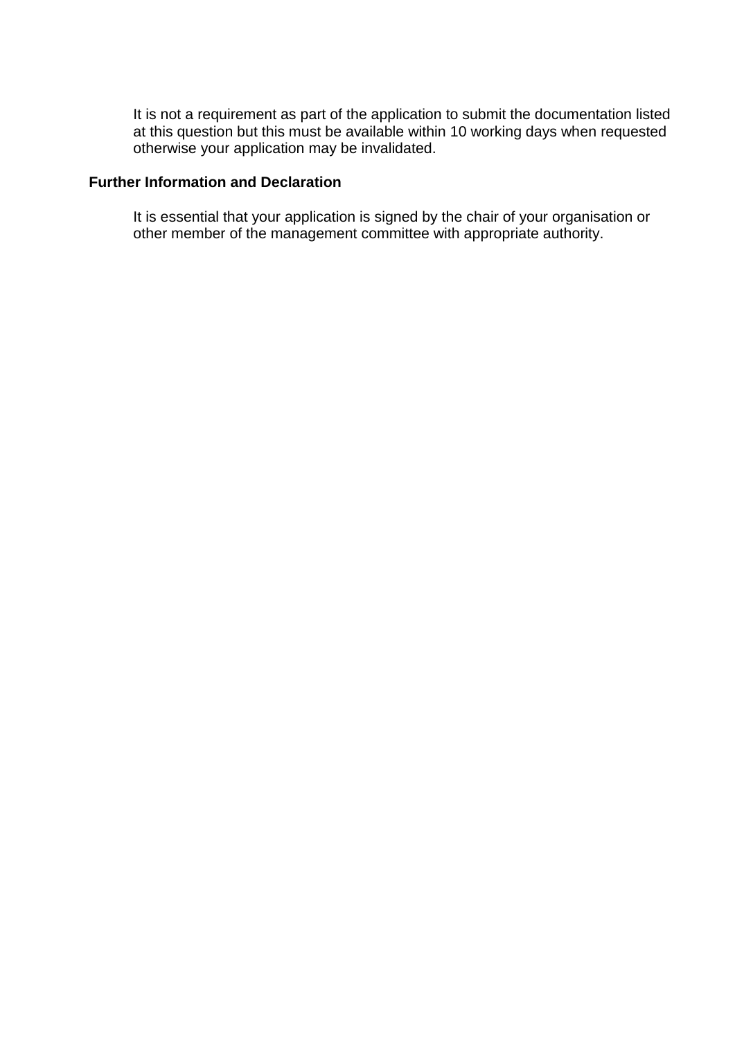It is not a requirement as part of the application to submit the documentation listed at this question but this must be available within 10 working days when requested otherwise your application may be invalidated.

**Further Information and Declaration**

It is essential that your application is signed by the chair of your organisation or other member of the management committee with appropriate authority.